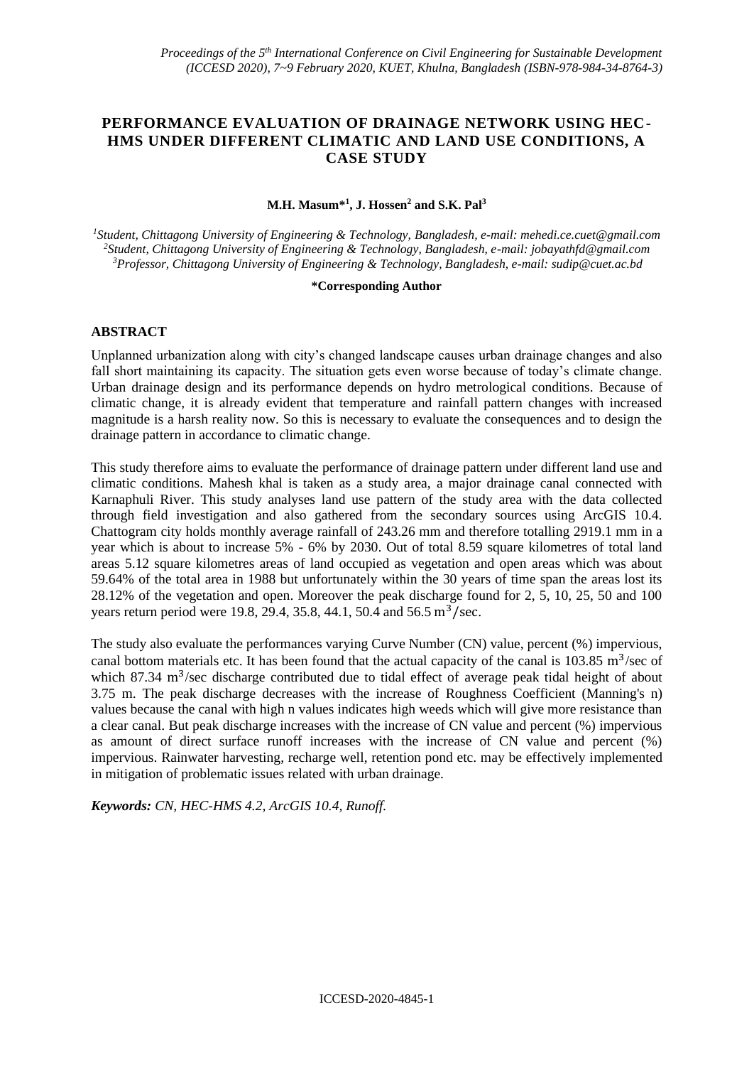// Proceedings header omitted as running header? It's conference metadata repeated on each page — omit.

# PERFORMANCE EVALUATION OF DRAINAGE NETWORK USING HEC-HMS UNDER DIFFERENT CLIMATIC AND LAND USE CONDITIONS, A CASE STUDY

**M.H. Masum*[1], J. Hossen[2] and S.K. Pal[3]**

*[1]Student, Chittagong University of Engineering & Technology, Bangladesh, e-mail: mehedi.ce.cuet@gmail.com*
*[2]Student, Chittagong University of Engineering & Technology, Bangladesh, e-mail: jobayathfd@gmail.com*
*[3]Professor, Chittagong University of Engineering & Technology, Bangladesh, e-mail: sudip@cuet.ac.bd*

**\*Corresponding Author**

## ABSTRACT

Unplanned urbanization along with city's changed landscape causes urban drainage changes and also fall short maintaining its capacity. The situation gets even worse because of today's climate change. Urban drainage design and its performance depends on hydro metrological conditions. Because of climatic change, it is already evident that temperature and rainfall pattern changes with increased magnitude is a harsh reality now. So this is necessary to evaluate the consequences and to design the drainage pattern in accordance to climatic change.

This study therefore aims to evaluate the performance of drainage pattern under different land use and climatic conditions. Mahesh khal is taken as a study area, a major drainage canal connected with Karnaphuli River. This study analyses land use pattern of the study area with the data collected through field investigation and also gathered from the secondary sources using ArcGIS 10.4. Chattogram city holds monthly average rainfall of 243.26 mm and therefore totalling 2919.1 mm in a year which is about to increase 5% - 6% by 2030. Out of total 8.59 square kilometres of total land areas 5.12 square kilometres areas of land occupied as vegetation and open areas which was about 59.64% of the total area in 1988 but unfortunately within the 30 years of time span the areas lost its 28.12% of the vegetation and open. Moreover the peak discharge found for 2, 5, 10, 25, 50 and 100 years return period were 19.8, 29.4, 35.8, 44.1, 50.4 and 56.5 $m^3/sec$.

The study also evaluate the performances varying Curve Number (CN) value, percent (%) impervious, canal bottom materials etc. It has been found that the actual capacity of the canal is 103.85 $m^3$/sec of which 87.34 $m^3$/sec discharge contributed due to tidal effect of average peak tidal height of about 3.75 m. The peak discharge decreases with the increase of Roughness Coefficient (Manning's n) values because the canal with high n values indicates high weeds which will give more resistance than a clear canal. But peak discharge increases with the increase of CN value and percent (%) impervious as amount of direct surface runoff increases with the increase of CN value and percent (%) impervious. Rainwater harvesting, recharge well, retention pond etc. may be effectively implemented in mitigation of problematic issues related with urban drainage.

***Keywords:*** *CN, HEC-HMS 4.2, ArcGIS 10.4, Runoff.*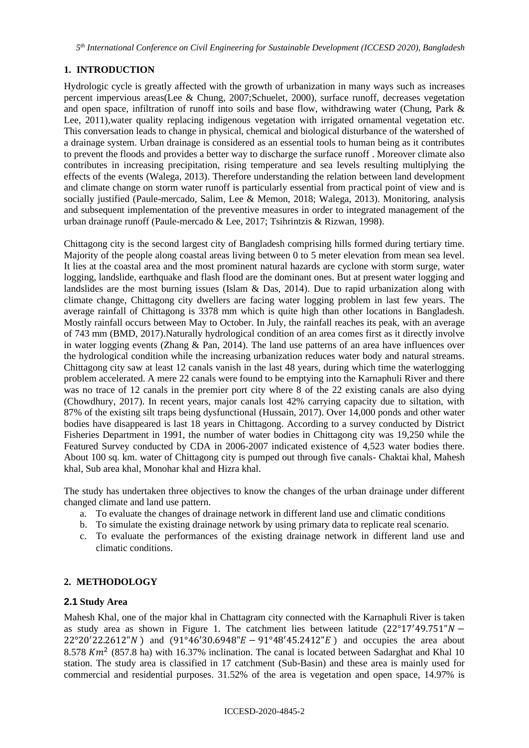## 1. INTRODUCTION

Hydrologic cycle is greatly affected with the growth of urbanization in many ways such as increases percent impervious areas(Lee & Chung, 2007;Schuelet, 2000), surface runoff, decreases vegetation and open space, infiltration of runoff into soils and base flow, withdrawing water (Chung, Park & Lee, 2011),water quality replacing indigenous vegetation with irrigated ornamental vegetation etc. This conversation leads to change in physical, chemical and biological disturbance of the watershed of a drainage system. Urban drainage is considered as an essential tools to human being as it contributes to prevent the floods and provides a better way to discharge the surface runoff . Moreover climate also contributes in increasing precipitation, rising temperature and sea levels resulting multiplying the effects of the events (Walega, 2013). Therefore understanding the relation between land development and climate change on storm water runoff is particularly essential from practical point of view and is socially justified (Paule-mercado, Salim, Lee & Memon, 2018; Walega, 2013). Monitoring, analysis and subsequent implementation of the preventive measures in order to integrated management of the urban drainage runoff (Paule-mercado & Lee, 2017; Tsihrintzis & Rizwan, 1998).

Chittagong city is the second largest city of Bangladesh comprising hills formed during tertiary time. Majority of the people along coastal areas living between 0 to 5 meter elevation from mean sea level. It lies at the coastal area and the most prominent natural hazards are cyclone with storm surge, water logging, landslide, earthquake and flash flood are the dominant ones. But at present water logging and landslides are the most burning issues (Islam & Das, 2014). Due to rapid urbanization along with climate change, Chittagong city dwellers are facing water logging problem in last few years. The average rainfall of Chittagong is 3378 mm which is quite high than other locations in Bangladesh. Mostly rainfall occurs between May to October. In July, the rainfall reaches its peak, with an average of 743 mm (BMD, 2017).Naturally hydrological condition of an area comes first as it directly involve in water logging events (Zhang & Pan, 2014). The land use patterns of an area have influences over the hydrological condition while the increasing urbanization reduces water body and natural streams. Chittagong city saw at least 12 canals vanish in the last 48 years, during which time the waterlogging problem accelerated. A mere 22 canals were found to be emptying into the Karnaphuli River and there was no trace of 12 canals in the premier port city where 8 of the 22 existing canals are also dying (Chowdhury, 2017). In recent years, major canals lost 42% carrying capacity due to siltation, with 87% of the existing silt traps being dysfunctional (Hussain, 2017). Over 14,000 ponds and other water bodies have disappeared is last 18 years in Chittagong. According to a survey conducted by District Fisheries Department in 1991, the number of water bodies in Chittagong city was 19,250 while the Featured Survey conducted by CDA in 2006-2007 indicated existence of 4,523 water bodies there. About 100 sq. km. water of Chittagong city is pumped out through five canals- Chaktai khal, Mahesh khal, Sub area khal, Monohar khal and Hizra khal.

The study has undertaken three objectives to know the changes of the urban drainage under different changed climate and land use pattern.

a. To evaluate the changes of drainage network in different land use and climatic conditions
b. To simulate the existing drainage network by using primary data to replicate real scenario.
c. To evaluate the performances of the existing drainage network in different land use and climatic conditions.

## 2. METHODOLOGY

### 2.1 Study Area

Mahesh Khal, one of the major khal in Chattagram city connected with the Karnaphuli River is taken as study area as shown in Figure 1. The catchment lies between latitude $(22°17'49.751"N - 22°20'22.2612"N)$ and $(91°46'30.6948"E - 91°48'45.2412"E)$ and occupies the area about 8.578 $Km^2$ (857.8 ha) with 16.37% inclination. The canal is located between Sadarghat and Khal 10 station. The study area is classified in 17 catchment (Sub-Basin) and these area is mainly used for commercial and residential purposes. 31.52% of the area is vegetation and open space, 14.97% is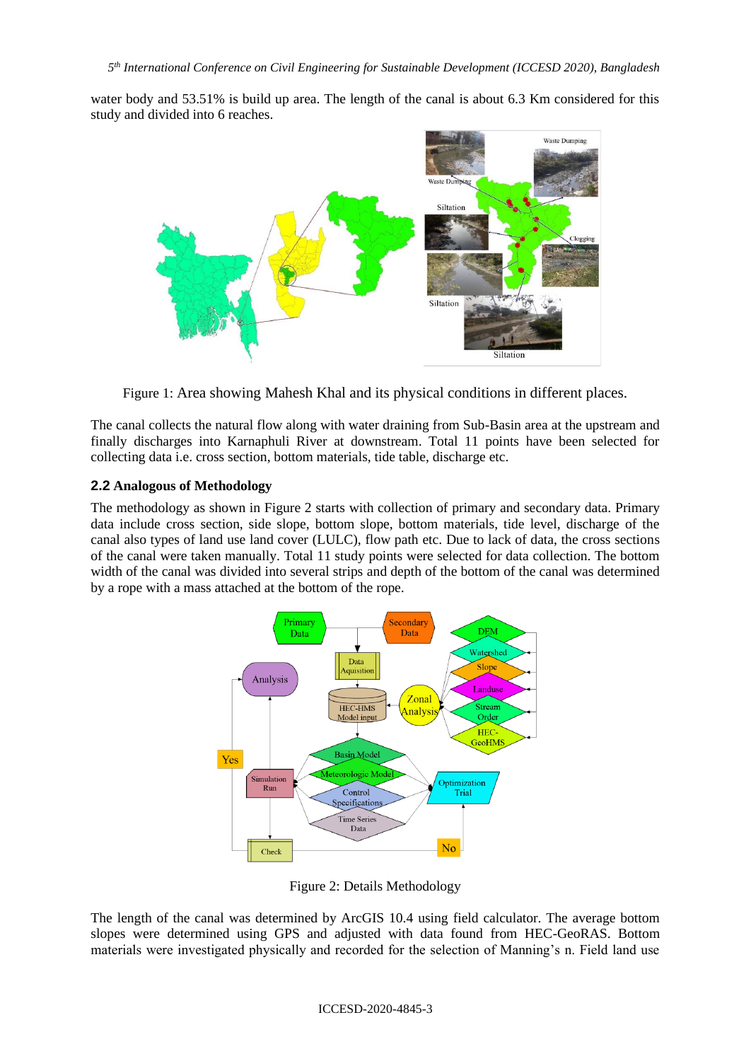water body and 53.51% is build up area. The length of the canal is about 6.3 Km considered for this study and divided into 6 reaches.

Figure 1: Area showing Mahesh Khal and its physical conditions in different places.

The canal collects the natural flow along with water draining from Sub-Basin area at the upstream and finally discharges into Karnaphuli River at downstream. Total 11 points have been selected for collecting data i.e. cross section, bottom materials, tide table, discharge etc.

## 2.2 Analogous of Methodology

The methodology as shown in Figure 2 starts with collection of primary and secondary data. Primary data include cross section, side slope, bottom slope, bottom materials, tide level, discharge of the canal also types of land use land cover (LULC), flow path etc. Due to lack of data, the cross sections of the canal were taken manually. Total 11 study points were selected for data collection. The bottom width of the canal was divided into several strips and depth of the bottom of the canal was determined by a rope with a mass attached at the bottom of the rope.

Figure 2: Details Methodology

The length of the canal was determined by ArcGIS 10.4 using field calculator. The average bottom slopes were determined using GPS and adjusted with data found from HEC-GeoRAS. Bottom materials were investigated physically and recorded for the selection of Manning's n. Field land use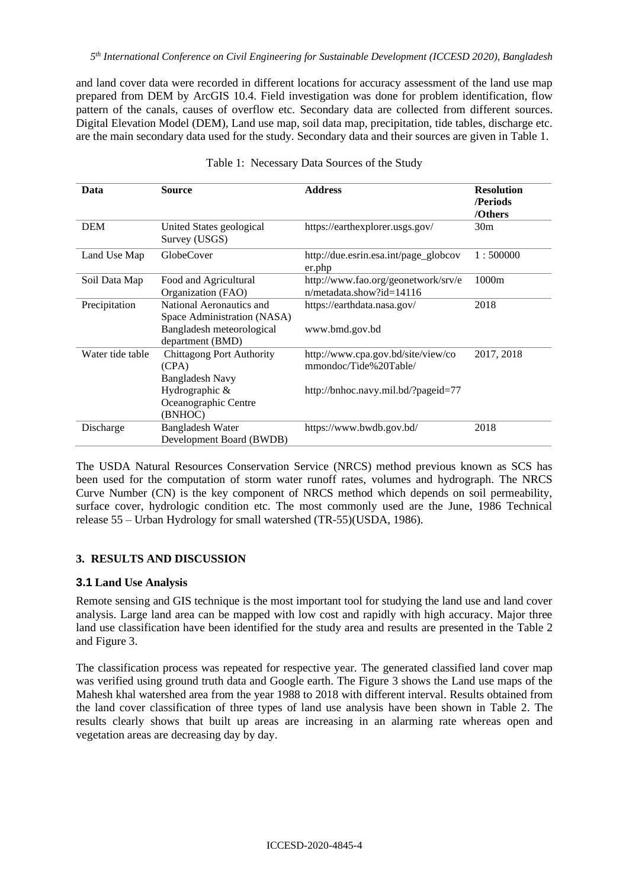and land cover data were recorded in different locations for accuracy assessment of the land use map prepared from DEM by ArcGIS 10.4. Field investigation was done for problem identification, flow pattern of the canals, causes of overflow etc. Secondary data are collected from different sources. Digital Elevation Model (DEM), Land use map, soil data map, precipitation, tide tables, discharge etc. are the main secondary data used for the study. Secondary data and their sources are given in Table 1.

Table 1: Necessary Data Sources of the Study

| Data | Source | Address | Resolution /Periods /Others |
|---|---|---|---|
| DEM | United States geological Survey (USGS) | https://earthexplorer.usgs.gov/ | 30m |
| Land Use Map | GlobeCover | http://due.esrin.esa.int/page_globcover.php | 1 : 500000 |
| Soil Data Map | Food and Agricultural Organization (FAO) | http://www.fao.org/geonetwork/srv/en/metadata.show?id=14116 | 1000m |
| Precipitation | National Aeronautics and Space Administration (NASA)<br>Bangladesh meteorological department (BMD) | https://earthdata.nasa.gov/<br>www.bmd.gov.bd | 2018 |
| Water tide table | Chittagong Port Authority (CPA)<br>Bangladesh Navy Hydrographic & Oceanographic Centre (BNHOC) | http://www.cpa.gov.bd/site/view/commondoc/Tide%20Table/<br>http://bnhoc.navy.mil.bd/?pageid=77 | 2017, 2018 |
| Discharge | Bangladesh Water Development Board (BWDB) | https://www.bwdb.gov.bd/ | 2018 |

The USDA Natural Resources Conservation Service (NRCS) method previous known as SCS has been used for the computation of storm water runoff rates, volumes and hydrograph. The NRCS Curve Number (CN) is the key component of NRCS method which depends on soil permeability, surface cover, hydrologic condition etc. The most commonly used are the June, 1986 Technical release 55 – Urban Hydrology for small watershed (TR-55)(USDA, 1986).

## 3. RESULTS AND DISCUSSION

### 3.1 Land Use Analysis

Remote sensing and GIS technique is the most important tool for studying the land use and land cover analysis. Large land area can be mapped with low cost and rapidly with high accuracy. Major three land use classification have been identified for the study area and results are presented in the Table 2 and Figure 3.

The classification process was repeated for respective year. The generated classified land cover map was verified using ground truth data and Google earth. The Figure 3 shows the Land use maps of the Mahesh khal watershed area from the year 1988 to 2018 with different interval. Results obtained from the land cover classification of three types of land use analysis have been shown in Table 2. The results clearly shows that built up areas are increasing in an alarming rate whereas open and vegetation areas are decreasing day by day.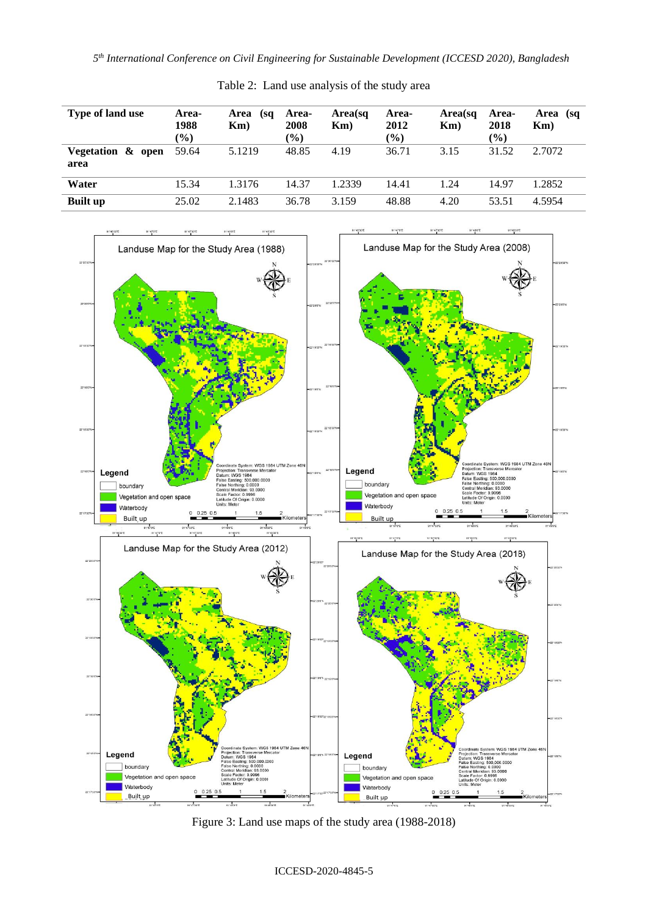Table 2: Land use analysis of the study area

| Type of land use | Area-1988 (%) | Area (sq Km) | Area-2008 (%) | Area(sq Km) | Area-2012 (%) | Area(sq Km) | Area-2018 (%) | Area (sq Km) |
|---|---|---|---|---|---|---|---|---|
| **Vegetation & open area** | 59.64 | 5.1219 | 48.85 | 4.19 | 36.71 | 3.15 | 31.52 | 2.7072 |
| **Water** | 15.34 | 1.3176 | 14.37 | 1.2339 | 14.41 | 1.24 | 14.97 | 1.2852 |
| **Built up** | 25.02 | 2.1483 | 36.78 | 3.159 | 48.88 | 4.20 | 53.51 | 4.5954 |

Figure 3: Land use maps of the study area (1988-2018)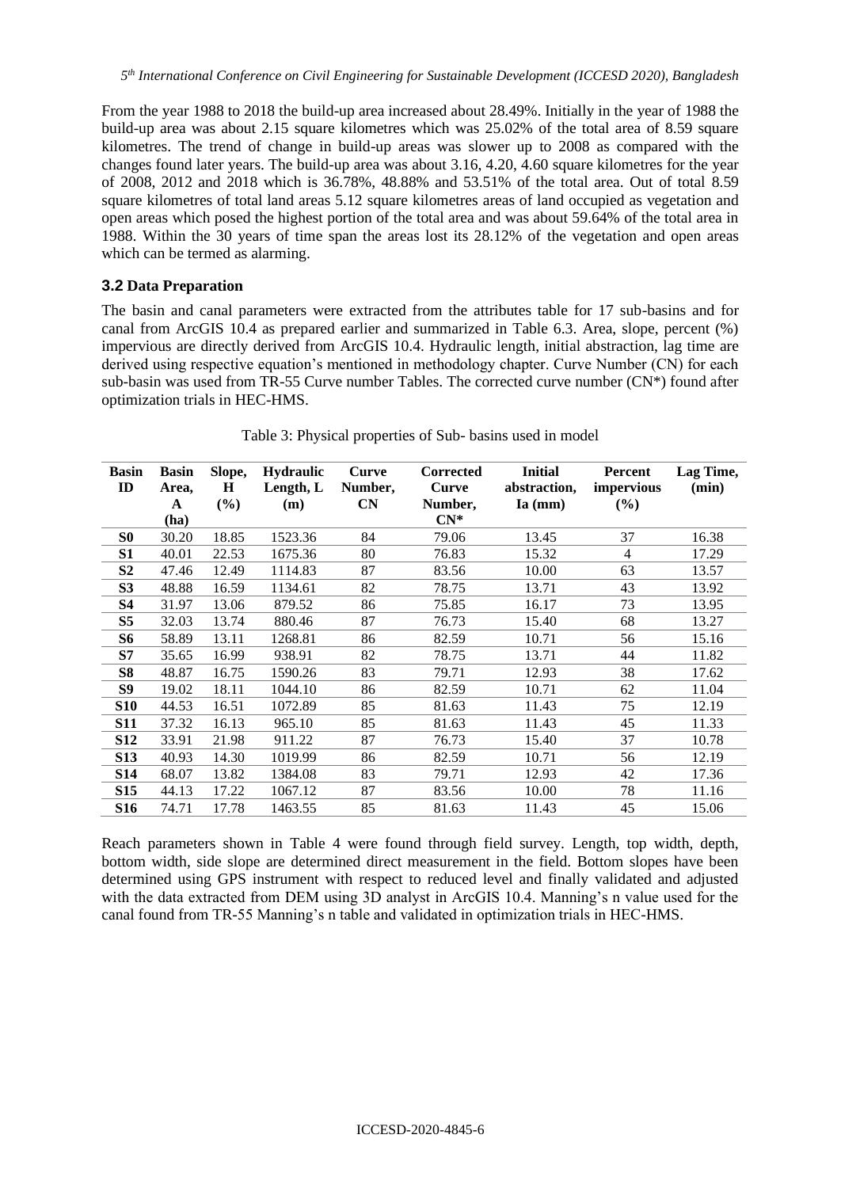From the year 1988 to 2018 the build-up area increased about 28.49%. Initially in the year of 1988 the build-up area was about 2.15 square kilometres which was 25.02% of the total area of 8.59 square kilometres. The trend of change in build-up areas was slower up to 2008 as compared with the changes found later years. The build-up area was about 3.16, 4.20, 4.60 square kilometres for the year of 2008, 2012 and 2018 which is 36.78%, 48.88% and 53.51% of the total area. Out of total 8.59 square kilometres of total land areas 5.12 square kilometres areas of land occupied as vegetation and open areas which posed the highest portion of the total area and was about 59.64% of the total area in 1988. Within the 30 years of time span the areas lost its 28.12% of the vegetation and open areas which can be termed as alarming.

### 3.2 Data Preparation

The basin and canal parameters were extracted from the attributes table for 17 sub-basins and for canal from ArcGIS 10.4 as prepared earlier and summarized in Table 6.3. Area, slope, percent (%) impervious are directly derived from ArcGIS 10.4. Hydraulic length, initial abstraction, lag time are derived using respective equation's mentioned in methodology chapter. Curve Number (CN) for each sub-basin was used from TR-55 Curve number Tables. The corrected curve number (CN*) found after optimization trials in HEC-HMS.

Table 3: Physical properties of Sub- basins used in model

| Basin ID | Basin Area, A (ha) | Slope, H (%) | Hydraulic Length, L (m) | Curve Number, CN | Corrected Curve Number, CN* | Initial abstraction, Ia (mm) | Percent impervious (%) | Lag Time, (min) |
|---|---|---|---|---|---|---|---|---|
| S0 | 30.20 | 18.85 | 1523.36 | 84 | 79.06 | 13.45 | 37 | 16.38 |
| S1 | 40.01 | 22.53 | 1675.36 | 80 | 76.83 | 15.32 | 4 | 17.29 |
| S2 | 47.46 | 12.49 | 1114.83 | 87 | 83.56 | 10.00 | 63 | 13.57 |
| S3 | 48.88 | 16.59 | 1134.61 | 82 | 78.75 | 13.71 | 43 | 13.92 |
| S4 | 31.97 | 13.06 | 879.52 | 86 | 75.85 | 16.17 | 73 | 13.95 |
| S5 | 32.03 | 13.74 | 880.46 | 87 | 76.73 | 15.40 | 68 | 13.27 |
| S6 | 58.89 | 13.11 | 1268.81 | 86 | 82.59 | 10.71 | 56 | 15.16 |
| S7 | 35.65 | 16.99 | 938.91 | 82 | 78.75 | 13.71 | 44 | 11.82 |
| S8 | 48.87 | 16.75 | 1590.26 | 83 | 79.71 | 12.93 | 38 | 17.62 |
| S9 | 19.02 | 18.11 | 1044.10 | 86 | 82.59 | 10.71 | 62 | 11.04 |
| S10 | 44.53 | 16.51 | 1072.89 | 85 | 81.63 | 11.43 | 75 | 12.19 |
| S11 | 37.32 | 16.13 | 965.10 | 85 | 81.63 | 11.43 | 45 | 11.33 |
| S12 | 33.91 | 21.98 | 911.22 | 87 | 76.73 | 15.40 | 37 | 10.78 |
| S13 | 40.93 | 14.30 | 1019.99 | 86 | 82.59 | 10.71 | 56 | 12.19 |
| S14 | 68.07 | 13.82 | 1384.08 | 83 | 79.71 | 12.93 | 42 | 17.36 |
| S15 | 44.13 | 17.22 | 1067.12 | 87 | 83.56 | 10.00 | 78 | 11.16 |
| S16 | 74.71 | 17.78 | 1463.55 | 85 | 81.63 | 11.43 | 45 | 15.06 |

Reach parameters shown in Table 4 were found through field survey. Length, top width, depth, bottom width, side slope are determined direct measurement in the field. Bottom slopes have been determined using GPS instrument with respect to reduced level and finally validated and adjusted with the data extracted from DEM using 3D analyst in ArcGIS 10.4. Manning's n value used for the canal found from TR-55 Manning's n table and validated in optimization trials in HEC-HMS.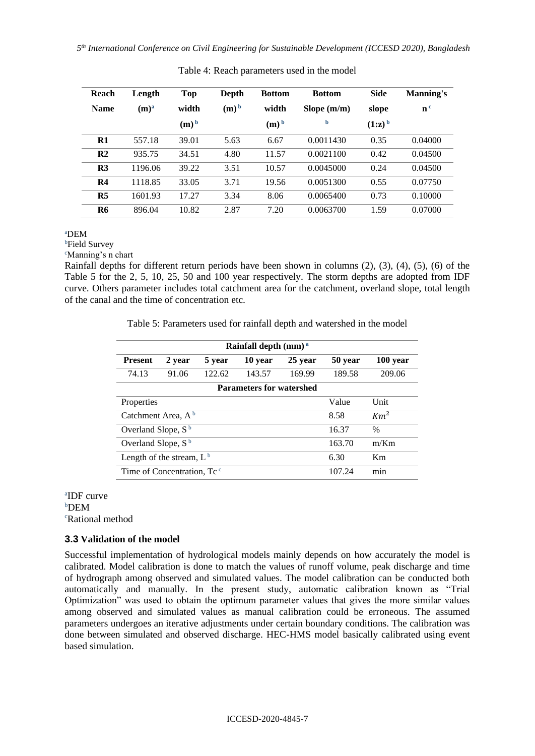Table 4: Reach parameters used in the model

| Reach Name | Length (m)[a] | Top width (m)[b] | Depth (m)[b] | Bottom width (m)[b] | Bottom Slope (m/m)[b] | Side slope (1:z)[b] | Manning's n[c] |
|---|---|---|---|---|---|---|---|
| **R1** | 557.18 | 39.01 | 5.63 | 6.67 | 0.0011430 | 0.35 | 0.04000 |
| **R2** | 935.75 | 34.51 | 4.80 | 11.57 | 0.0021100 | 0.42 | 0.04500 |
| **R3** | 1196.06 | 39.22 | 3.51 | 10.57 | 0.0045000 | 0.24 | 0.04500 |
| **R4** | 1118.85 | 33.05 | 3.71 | 19.56 | 0.0051300 | 0.55 | 0.07750 |
| **R5** | 1601.93 | 17.27 | 3.34 | 8.06 | 0.0065400 | 0.73 | 0.10000 |
| **R6** | 896.04 | 10.82 | 2.87 | 7.20 | 0.0063700 | 1.59 | 0.07000 |

[a]DEM
[b]Field Survey
[c]Manning's n chart

Rainfall depths for different return periods have been shown in columns (2), (3), (4), (5), (6) of the Table 5 for the 2, 5, 10, 25, 50 and 100 year respectively. The storm depths are adopted from IDF curve. Others parameter includes total catchment area for the catchment, overland slope, total length of the canal and the time of concentration etc.

Table 5: Parameters used for rainfall depth and watershed in the model

| Rainfall depth (mm)[a] | | | | | | |
|---|---|---|---|---|---|---|
| **Present** | **2 year** | **5 year** | **10 year** | **25 year** | **50 year** | **100 year** |
| 74.13 | 91.06 | 122.62 | 143.57 | 169.99 | 189.58 | 209.06 |
| **Parameters for watershed** | | | | | | |
| Properties | | | | | Value | Unit |
| Catchment Area, A[b] | | | | | 8.58 | $Km^2$ |
| Overland Slope, S[b] | | | | | 16.37 | % |
| Overland Slope, S[b] | | | | | 163.70 | m/Km |
| Length of the stream, L[b] | | | | | 6.30 | Km |
| Time of Concentration, Tc[c] | | | | | 107.24 | min |

[a]IDF curve
[b]DEM
[c]Rational method

### 3.3 Validation of the model

Successful implementation of hydrological models mainly depends on how accurately the model is calibrated. Model calibration is done to match the values of runoff volume, peak discharge and time of hydrograph among observed and simulated values. The model calibration can be conducted both automatically and manually. In the present study, automatic calibration known as "Trial Optimization" was used to obtain the optimum parameter values that gives the more similar values among observed and simulated values as manual calibration could be erroneous. The assumed parameters undergoes an iterative adjustments under certain boundary conditions. The calibration was done between simulated and observed discharge. HEC-HMS model basically calibrated using event based simulation.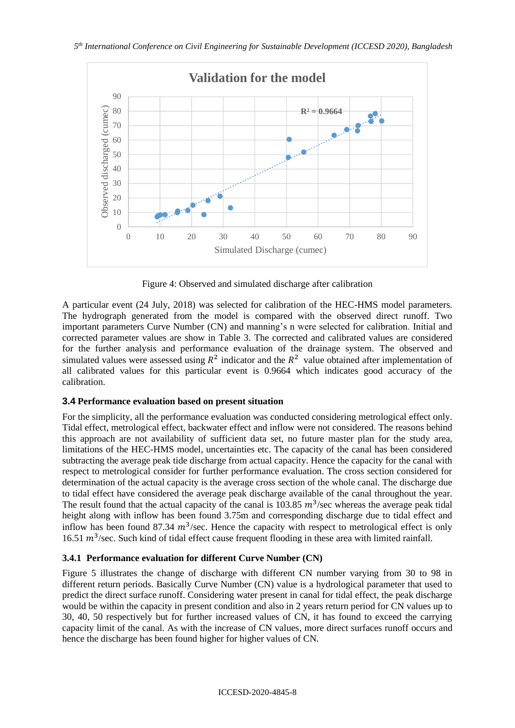Figure 4: Observed and simulated discharge after calibration

A particular event (24 July, 2018) was selected for calibration of the HEC-HMS model parameters. The hydrograph generated from the model is compared with the observed direct runoff. Two important parameters Curve Number (CN) and manning's n were selected for calibration. Initial and corrected parameter values are show in Table 3. The corrected and calibrated values are considered for the further analysis and performance evaluation of the drainage system. The observed and simulated values were assessed using $R^2$ indicator and the $R^2$ value obtained after implementation of all calibrated values for this particular event is 0.9664 which indicates good accuracy of the calibration.

### 3.4 Performance evaluation based on present situation

For the simplicity, all the performance evaluation was conducted considering metrological effect only. Tidal effect, metrological effect, backwater effect and inflow were not considered. The reasons behind this approach are not availability of sufficient data set, no future master plan for the study area, limitations of the HEC-HMS model, uncertainties etc. The capacity of the canal has been considered subtracting the average peak tide discharge from actual capacity. Hence the capacity for the canal with respect to metrological consider for further performance evaluation. The cross section considered for determination of the actual capacity is the average cross section of the whole canal. The discharge due to tidal effect have considered the average peak discharge available of the canal throughout the year. The result found that the actual capacity of the canal is 103.85 $m^3$/sec whereas the average peak tidal height along with inflow has been found 3.75m and corresponding discharge due to tidal effect and inflow has been found 87.34 $m^3$/sec. Hence the capacity with respect to metrological effect is only 16.51 $m^3$/sec. Such kind of tidal effect cause frequent flooding in these area with limited rainfall.

#### 3.4.1 Performance evaluation for different Curve Number (CN)

Figure 5 illustrates the change of discharge with different CN number varying from 30 to 98 in different return periods. Basically Curve Number (CN) value is a hydrological parameter that used to predict the direct surface runoff. Considering water present in canal for tidal effect, the peak discharge would be within the capacity in present condition and also in 2 years return period for CN values up to 30, 40, 50 respectively but for further increased values of CN, it has found to exceed the carrying capacity limit of the canal. As with the increase of CN values, more direct surfaces runoff occurs and hence the discharge has been found higher for higher values of CN.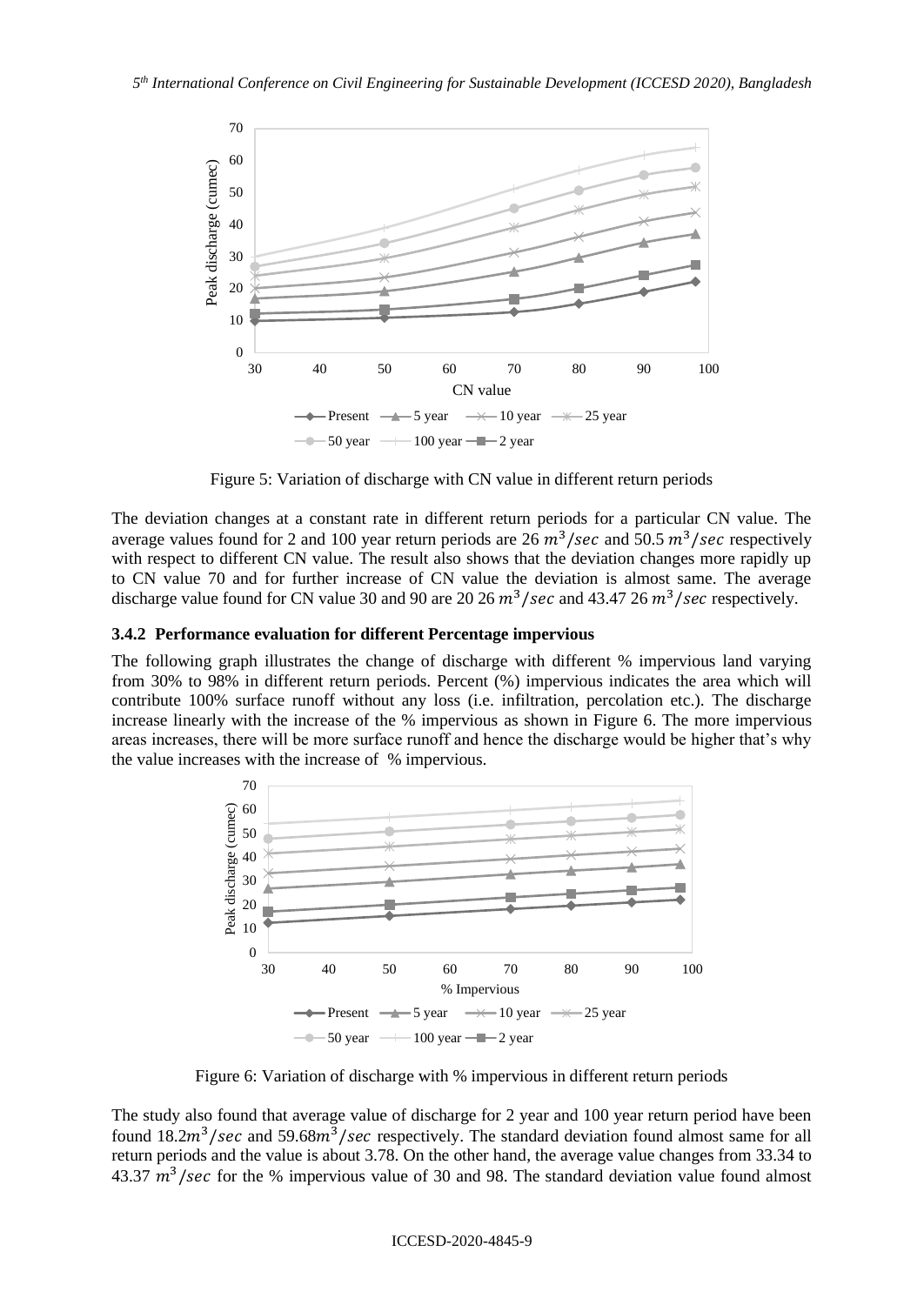Figure 5: Variation of discharge with CN value in different return periods

The deviation changes at a constant rate in different return periods for a particular CN value. The average values found for 2 and 100 year return periods are 26 $m^3/sec$ and 50.5 $m^3/sec$ respectively with respect to different CN value. The result also shows that the deviation changes more rapidly up to CN value 70 and for further increase of CN value the deviation is almost same. The average discharge value found for CN value 30 and 90 are 20 26 $m^3/sec$ and 43.47 26 $m^3/sec$ respectively.

### 3.4.2 Performance evaluation for different Percentage impervious

The following graph illustrates the change of discharge with different % impervious land varying from 30% to 98% in different return periods. Percent (%) impervious indicates the area which will contribute 100% surface runoff without any loss (i.e. infiltration, percolation etc.). The discharge increase linearly with the increase of the % impervious as shown in Figure 6. The more impervious areas increases, there will be more surface runoff and hence the discharge would be higher that's why the value increases with the increase of % impervious.

Figure 6: Variation of discharge with % impervious in different return periods

The study also found that average value of discharge for 2 year and 100 year return period have been found 18.2$m^3/sec$ and 59.68$m^3/sec$ respectively. The standard deviation found almost same for all return periods and the value is about 3.78. On the other hand, the average value changes from 33.34 to 43.37 $m^3/sec$ for the % impervious value of 30 and 98. The standard deviation value found almost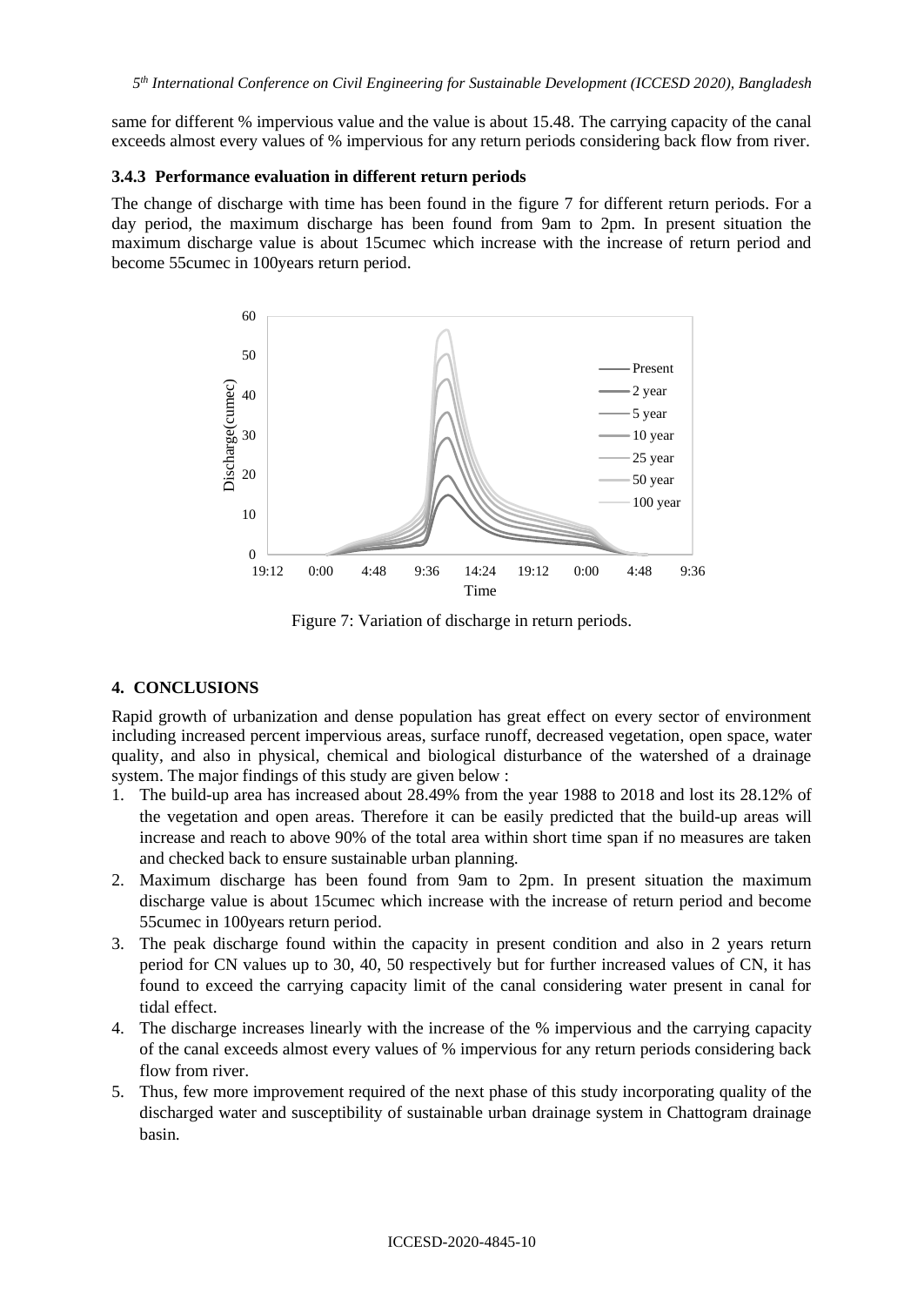same for different % impervious value and the value is about 15.48. The carrying capacity of the canal exceeds almost every values of % impervious for any return periods considering back flow from river.

### 3.4.3 Performance evaluation in different return periods

The change of discharge with time has been found in the figure 7 for different return periods. For a day period, the maximum discharge has been found from 9am to 2pm. In present situation the maximum discharge value is about 15cumec which increase with the increase of return period and become 55cumec in 100years return period.

Figure 7: Variation of discharge in return periods.

## 4. CONCLUSIONS

Rapid growth of urbanization and dense population has great effect on every sector of environment including increased percent impervious areas, surface runoff, decreased vegetation, open space, water quality, and also in physical, chemical and biological disturbance of the watershed of a drainage system. The major findings of this study are given below :

1. The build-up area has increased about 28.49% from the year 1988 to 2018 and lost its 28.12% of the vegetation and open areas. Therefore it can be easily predicted that the build-up areas will increase and reach to above 90% of the total area within short time span if no measures are taken and checked back to ensure sustainable urban planning.
2. Maximum discharge has been found from 9am to 2pm. In present situation the maximum discharge value is about 15cumec which increase with the increase of return period and become 55cumec in 100years return period.
3. The peak discharge found within the capacity in present condition and also in 2 years return period for CN values up to 30, 40, 50 respectively but for further increased values of CN, it has found to exceed the carrying capacity limit of the canal considering water present in canal for tidal effect.
4. The discharge increases linearly with the increase of the % impervious and the carrying capacity of the canal exceeds almost every values of % impervious for any return periods considering back flow from river.
5. Thus, few more improvement required of the next phase of this study incorporating quality of the discharged water and susceptibility of sustainable urban drainage system in Chattogram drainage basin.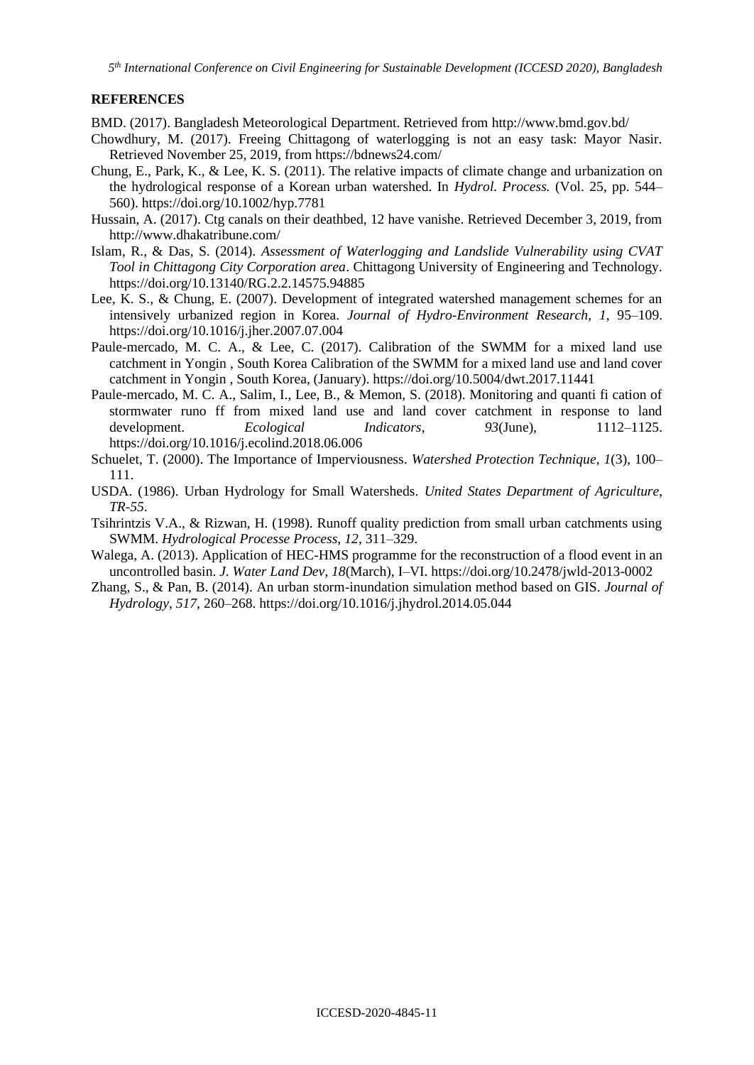## REFERENCES

BMD. (2017). Bangladesh Meteorological Department. Retrieved from http://www.bmd.gov.bd/

Chowdhury, M. (2017). Freeing Chittagong of waterlogging is not an easy task: Mayor Nasir. Retrieved November 25, 2019, from https://bdnews24.com/

Chung, E., Park, K., & Lee, K. S. (2011). The relative impacts of climate change and urbanization on the hydrological response of a Korean urban watershed. In *Hydrol. Process.* (Vol. 25, pp. 544–560). https://doi.org/10.1002/hyp.7781

Hussain, A. (2017). Ctg canals on their deathbed, 12 have vanishe. Retrieved December 3, 2019, from http://www.dhakatribune.com/

Islam, R., & Das, S. (2014). *Assessment of Waterlogging and Landslide Vulnerability using CVAT Tool in Chittagong City Corporation area*. Chittagong University of Engineering and Technology. https://doi.org/10.13140/RG.2.2.14575.94885

Lee, K. S., & Chung, E. (2007). Development of integrated watershed management schemes for an intensively urbanized region in Korea. *Journal of Hydro-Environment Research*, *1*, 95–109. https://doi.org/10.1016/j.jher.2007.07.004

Paule-mercado, M. C. A., & Lee, C. (2017). Calibration of the SWMM for a mixed land use catchment in Yongin , South Korea Calibration of the SWMM for a mixed land use and land cover catchment in Yongin , South Korea, (January). https://doi.org/10.5004/dwt.2017.11441

Paule-mercado, M. C. A., Salim, I., Lee, B., & Memon, S. (2018). Monitoring and quanti fi cation of stormwater runo ff from mixed land use and land cover catchment in response to land development. *Ecological Indicators*, *93*(June), 1112–1125. https://doi.org/10.1016/j.ecolind.2018.06.006

Schuelet, T. (2000). The Importance of Imperviousness. *Watershed Protection Technique*, *1*(3), 100–111.

USDA. (1986). Urban Hydrology for Small Watersheds. *United States Department of Agriculture*, *TR-55*.

Tsihrintzis V.A., & Rizwan, H. (1998). Runoff quality prediction from small urban catchments using SWMM. *Hydrological Processe Process*, *12*, 311–329.

Walega, A. (2013). Application of HEC-HMS programme for the reconstruction of a flood event in an uncontrolled basin. *J. Water Land Dev*, *18*(March), I–VI. https://doi.org/10.2478/jwld-2013-0002

Zhang, S., & Pan, B. (2014). An urban storm-inundation simulation method based on GIS. *Journal of Hydrology*, *517*, 260–268. https://doi.org/10.1016/j.jhydrol.2014.05.044